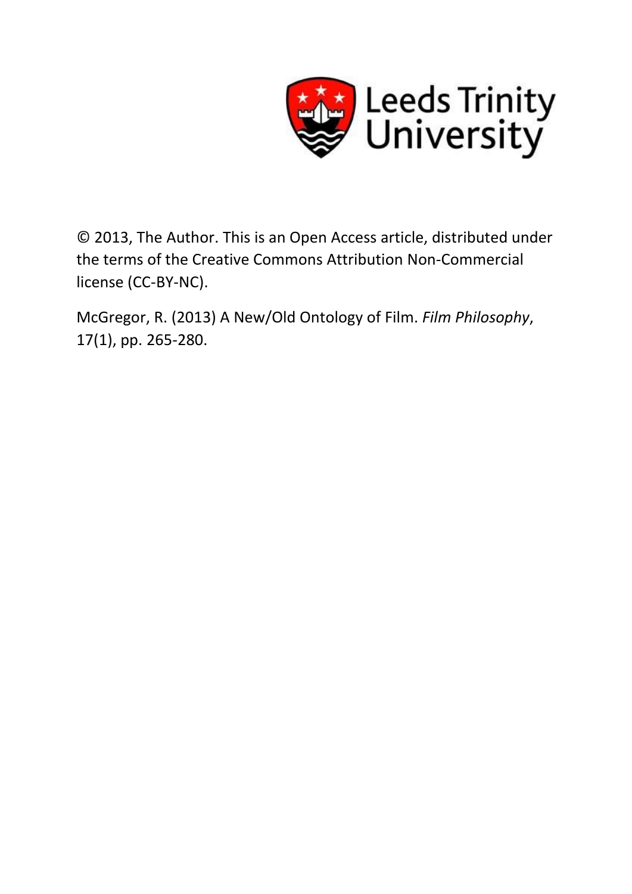Leeds Trinity University

© 2013, The Author. This is an Open Access article, distributed under the terms of the Creative Commons Attribution Non-Commercial license (CC-BY-NC).

McGregor, R. (2013) A New/Old Ontology of Film. *Film Philosophy*, 17(1), pp. 265-280.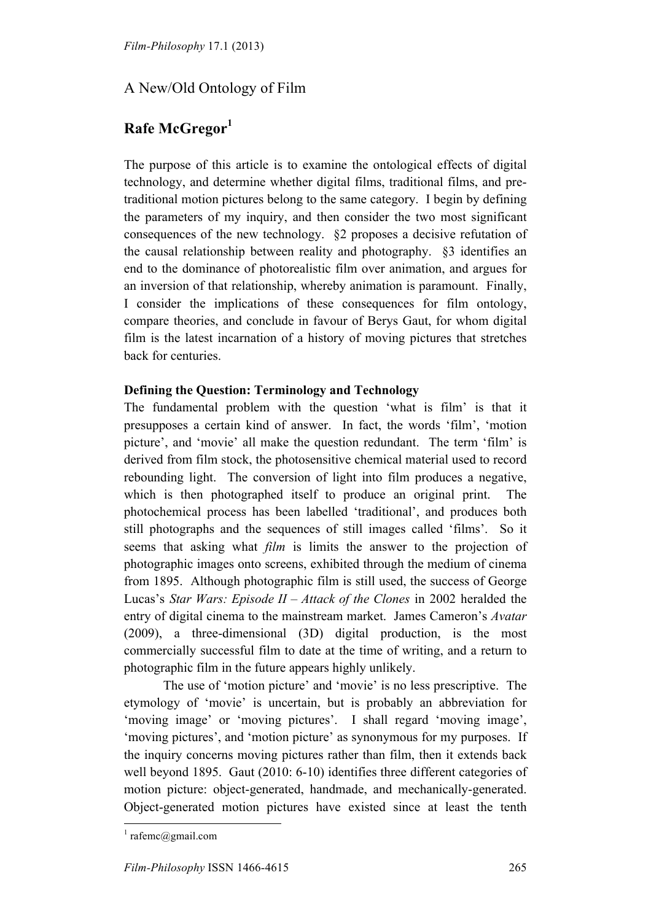# A New/Old Ontology of Film

## Rafe McGregor[1]

The purpose of this article is to examine the ontological effects of digital technology, and determine whether digital films, traditional films, and pre-traditional motion pictures belong to the same category. I begin by defining the parameters of my inquiry, and then consider the two most significant consequences of the new technology. §2 proposes a decisive refutation of the causal relationship between reality and photography. §3 identifies an end to the dominance of photorealistic film over animation, and argues for an inversion of that relationship, whereby animation is paramount. Finally, I consider the implications of these consequences for film ontology, compare theories, and conclude in favour of Berys Gaut, for whom digital film is the latest incarnation of a history of moving pictures that stretches back for centuries.

### Defining the Question: Terminology and Technology

The fundamental problem with the question 'what is film' is that it presupposes a certain kind of answer. In fact, the words 'film', 'motion picture', and 'movie' all make the question redundant. The term 'film' is derived from film stock, the photosensitive chemical material used to record rebounding light. The conversion of light into film produces a negative, which is then photographed itself to produce an original print. The photochemical process has been labelled 'traditional', and produces both still photographs and the sequences of still images called 'films'. So it seems that asking what *film* is limits the answer to the projection of photographic images onto screens, exhibited through the medium of cinema from 1895. Although photographic film is still used, the success of George Lucas's *Star Wars: Episode II – Attack of the Clones* in 2002 heralded the entry of digital cinema to the mainstream market. James Cameron's *Avatar* (2009), a three-dimensional (3D) digital production, is the most commercially successful film to date at the time of writing, and a return to photographic film in the future appears highly unlikely.

The use of 'motion picture' and 'movie' is no less prescriptive. The etymology of 'movie' is uncertain, but is probably an abbreviation for 'moving image' or 'moving pictures'. I shall regard 'moving image', 'moving pictures', and 'motion picture' as synonymous for my purposes. If the inquiry concerns moving pictures rather than film, then it extends back well beyond 1895. Gaut (2010: 6-10) identifies three different categories of motion picture: object-generated, handmade, and mechanically-generated. Object-generated motion pictures have existed since at least the tenth

[1] rafemc@gmail.com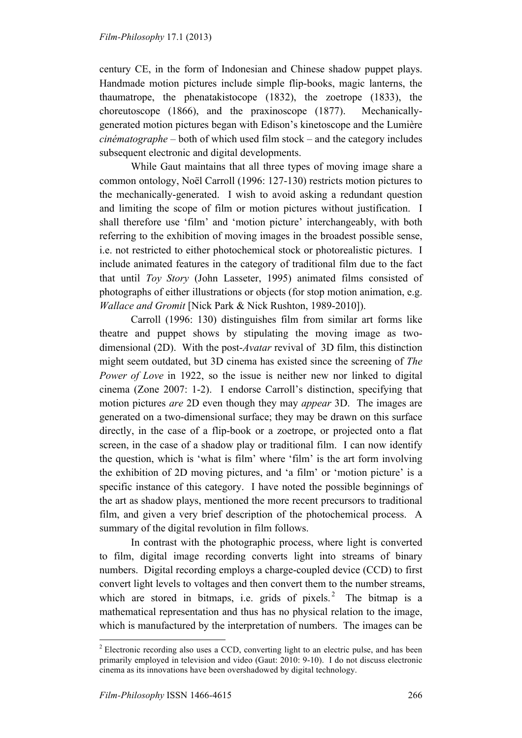century CE, in the form of Indonesian and Chinese shadow puppet plays. Handmade motion pictures include simple flip-books, magic lanterns, the thaumatrope, the phenatakistocope (1832), the zoetrope (1833), the choreutoscope (1866), and the praxinoscope (1877). Mechanically-generated motion pictures began with Edison's kinetoscope and the Lumière *cinématographe* – both of which used film stock – and the category includes subsequent electronic and digital developments.

While Gaut maintains that all three types of moving image share a common ontology, Noël Carroll (1996: 127-130) restricts motion pictures to the mechanically-generated. I wish to avoid asking a redundant question and limiting the scope of film or motion pictures without justification. I shall therefore use 'film' and 'motion picture' interchangeably, with both referring to the exhibition of moving images in the broadest possible sense, i.e. not restricted to either photochemical stock or photorealistic pictures. I include animated features in the category of traditional film due to the fact that until *Toy Story* (John Lasseter, 1995) animated films consisted of photographs of either illustrations or objects (for stop motion animation, e.g. *Wallace and Gromit* [Nick Park & Nick Rushton, 1989-2010]).

Carroll (1996: 130) distinguishes film from similar art forms like theatre and puppet shows by stipulating the moving image as two-dimensional (2D). With the post-*Avatar* revival of 3D film, this distinction might seem outdated, but 3D cinema has existed since the screening of *The Power of Love* in 1922, so the issue is neither new nor linked to digital cinema (Zone 2007: 1-2). I endorse Carroll's distinction, specifying that motion pictures *are* 2D even though they may *appear* 3D. The images are generated on a two-dimensional surface; they may be drawn on this surface directly, in the case of a flip-book or a zoetrope, or projected onto a flat screen, in the case of a shadow play or traditional film. I can now identify the question, which is 'what is film' where 'film' is the art form involving the exhibition of 2D moving pictures, and 'a film' or 'motion picture' is a specific instance of this category. I have noted the possible beginnings of the art as shadow plays, mentioned the more recent precursors to traditional film, and given a very brief description of the photochemical process. A summary of the digital revolution in film follows.

In contrast with the photographic process, where light is converted to film, digital image recording converts light into streams of binary numbers. Digital recording employs a charge-coupled device (CCD) to first convert light levels to voltages and then convert them to the number streams, which are stored in bitmaps, i.e. grids of pixels.[2] The bitmap is a mathematical representation and thus has no physical relation to the image, which is manufactured by the interpretation of numbers. The images can be

[2] Electronic recording also uses a CCD, converting light to an electric pulse, and has been primarily employed in television and video (Gaut: 2010: 9-10). I do not discuss electronic cinema as its innovations have been overshadowed by digital technology.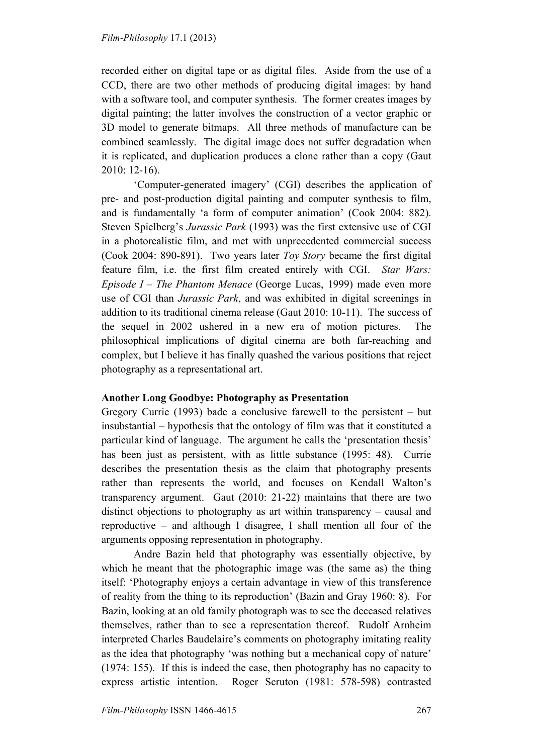recorded either on digital tape or as digital files. Aside from the use of a CCD, there are two other methods of producing digital images: by hand with a software tool, and computer synthesis. The former creates images by digital painting; the latter involves the construction of a vector graphic or 3D model to generate bitmaps. All three methods of manufacture can be combined seamlessly. The digital image does not suffer degradation when it is replicated, and duplication produces a clone rather than a copy (Gaut 2010: 12-16).

'Computer-generated imagery' (CGI) describes the application of pre- and post-production digital painting and computer synthesis to film, and is fundamentally 'a form of computer animation' (Cook 2004: 882). Steven Spielberg's *Jurassic Park* (1993) was the first extensive use of CGI in a photorealistic film, and met with unprecedented commercial success (Cook 2004: 890-891). Two years later *Toy Story* became the first digital feature film, i.e. the first film created entirely with CGI. *Star Wars: Episode I – The Phantom Menace* (George Lucas, 1999) made even more use of CGI than *Jurassic Park*, and was exhibited in digital screenings in addition to its traditional cinema release (Gaut 2010: 10-11). The success of the sequel in 2002 ushered in a new era of motion pictures. The philosophical implications of digital cinema are both far-reaching and complex, but I believe it has finally quashed the various positions that reject photography as a representational art.

**Another Long Goodbye: Photography as Presentation**

Gregory Currie (1993) bade a conclusive farewell to the persistent – but insubstantial – hypothesis that the ontology of film was that it constituted a particular kind of language. The argument he calls the 'presentation thesis' has been just as persistent, with as little substance (1995: 48). Currie describes the presentation thesis as the claim that photography presents rather than represents the world, and focuses on Kendall Walton's transparency argument. Gaut (2010: 21-22) maintains that there are two distinct objections to photography as art within transparency – causal and reproductive – and although I disagree, I shall mention all four of the arguments opposing representation in photography.

Andre Bazin held that photography was essentially objective, by which he meant that the photographic image was (the same as) the thing itself: 'Photography enjoys a certain advantage in view of this transference of reality from the thing to its reproduction' (Bazin and Gray 1960: 8). For Bazin, looking at an old family photograph was to see the deceased relatives themselves, rather than to see a representation thereof. Rudolf Arnheim interpreted Charles Baudelaire's comments on photography imitating reality as the idea that photography 'was nothing but a mechanical copy of nature' (1974: 155). If this is indeed the case, then photography has no capacity to express artistic intention. Roger Scruton (1981: 578-598) contrasted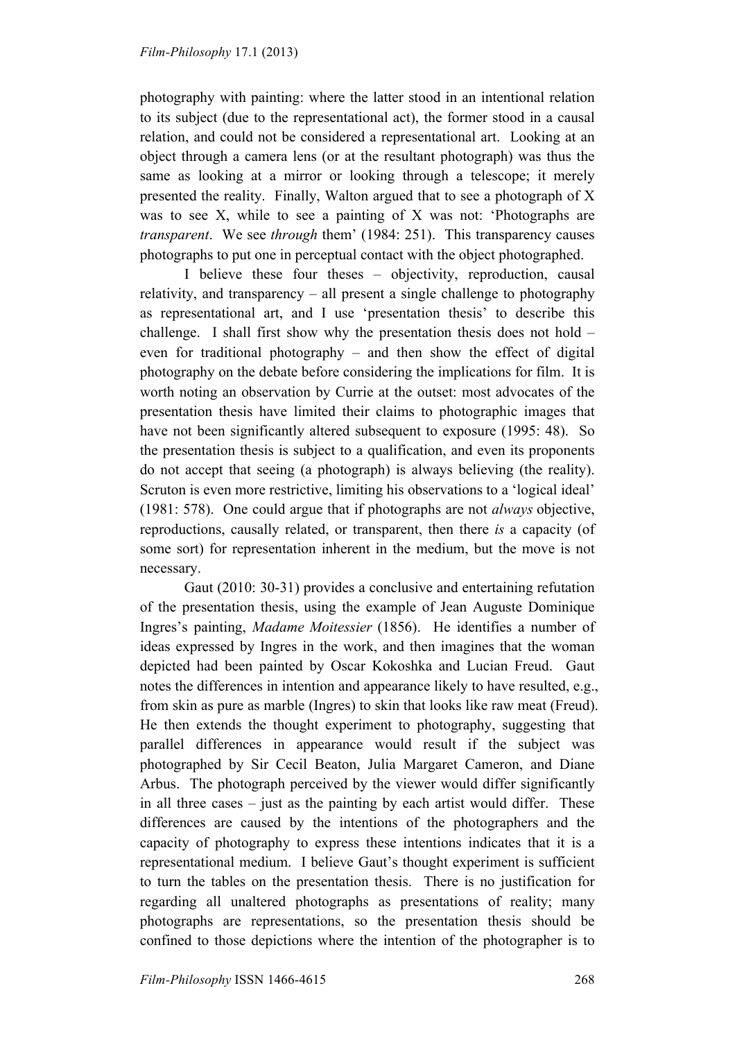photography with painting: where the latter stood in an intentional relation to its subject (due to the representational act), the former stood in a causal relation, and could not be considered a representational art. Looking at an object through a camera lens (or at the resultant photograph) was thus the same as looking at a mirror or looking through a telescope; it merely presented the reality. Finally, Walton argued that to see a photograph of X was to see X, while to see a painting of X was not: 'Photographs are *transparent*. We see *through* them' (1984: 251). This transparency causes photographs to put one in perceptual contact with the object photographed.

I believe these four theses – objectivity, reproduction, causal relativity, and transparency – all present a single challenge to photography as representational art, and I use 'presentation thesis' to describe this challenge. I shall first show why the presentation thesis does not hold – even for traditional photography – and then show the effect of digital photography on the debate before considering the implications for film. It is worth noting an observation by Currie at the outset: most advocates of the presentation thesis have limited their claims to photographic images that have not been significantly altered subsequent to exposure (1995: 48). So the presentation thesis is subject to a qualification, and even its proponents do not accept that seeing (a photograph) is always believing (the reality). Scruton is even more restrictive, limiting his observations to a 'logical ideal' (1981: 578). One could argue that if photographs are not *always* objective, reproductions, causally related, or transparent, then there *is* a capacity (of some sort) for representation inherent in the medium, but the move is not necessary.

Gaut (2010: 30-31) provides a conclusive and entertaining refutation of the presentation thesis, using the example of Jean Auguste Dominique Ingres's painting, *Madame Moitessier* (1856). He identifies a number of ideas expressed by Ingres in the work, and then imagines that the woman depicted had been painted by Oscar Kokoshka and Lucian Freud. Gaut notes the differences in intention and appearance likely to have resulted, e.g., from skin as pure as marble (Ingres) to skin that looks like raw meat (Freud). He then extends the thought experiment to photography, suggesting that parallel differences in appearance would result if the subject was photographed by Sir Cecil Beaton, Julia Margaret Cameron, and Diane Arbus. The photograph perceived by the viewer would differ significantly in all three cases – just as the painting by each artist would differ. These differences are caused by the intentions of the photographers and the capacity of photography to express these intentions indicates that it is a representational medium. I believe Gaut's thought experiment is sufficient to turn the tables on the presentation thesis. There is no justification for regarding all unaltered photographs as presentations of reality; many photographs are representations, so the presentation thesis should be confined to those depictions where the intention of the photographer is to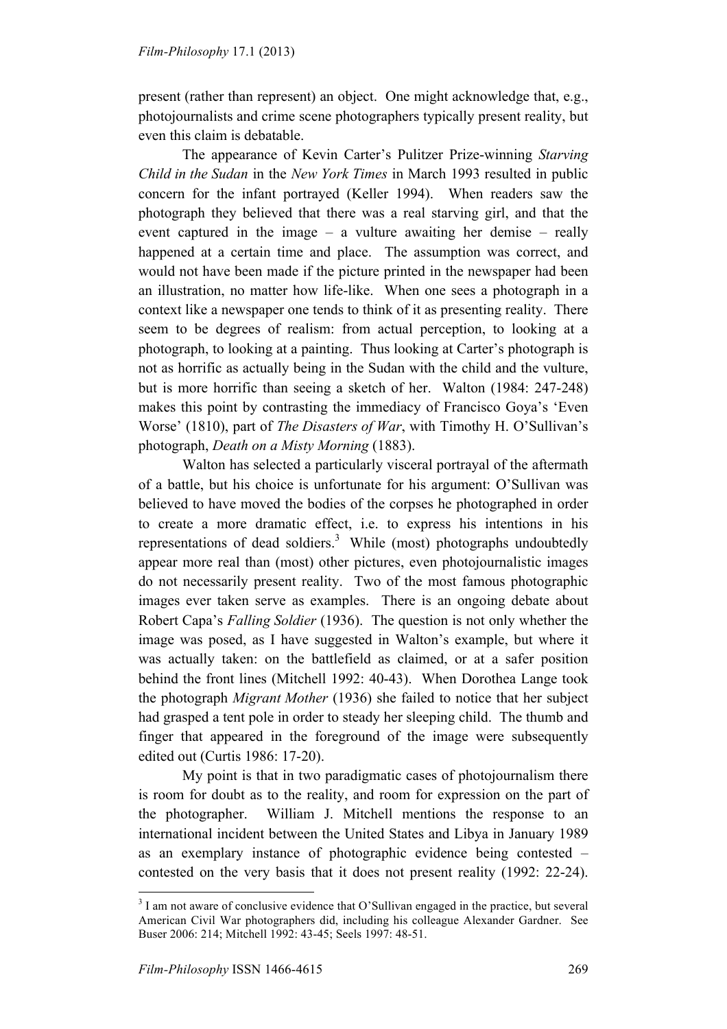present (rather than represent) an object. One might acknowledge that, e.g., photojournalists and crime scene photographers typically present reality, but even this claim is debatable.

The appearance of Kevin Carter's Pulitzer Prize-winning *Starving Child in the Sudan* in the *New York Times* in March 1993 resulted in public concern for the infant portrayed (Keller 1994). When readers saw the photograph they believed that there was a real starving girl, and that the event captured in the image – a vulture awaiting her demise – really happened at a certain time and place. The assumption was correct, and would not have been made if the picture printed in the newspaper had been an illustration, no matter how life-like. When one sees a photograph in a context like a newspaper one tends to think of it as presenting reality. There seem to be degrees of realism: from actual perception, to looking at a photograph, to looking at a painting. Thus looking at Carter's photograph is not as horrific as actually being in the Sudan with the child and the vulture, but is more horrific than seeing a sketch of her. Walton (1984: 247-248) makes this point by contrasting the immediacy of Francisco Goya's 'Even Worse' (1810), part of *The Disasters of War*, with Timothy H. O'Sullivan's photograph, *Death on a Misty Morning* (1883).

Walton has selected a particularly visceral portrayal of the aftermath of a battle, but his choice is unfortunate for his argument: O'Sullivan was believed to have moved the bodies of the corpses he photographed in order to create a more dramatic effect, i.e. to express his intentions in his representations of dead soldiers.[3] While (most) photographs undoubtedly appear more real than (most) other pictures, even photojournalistic images do not necessarily present reality. Two of the most famous photographic images ever taken serve as examples. There is an ongoing debate about Robert Capa's *Falling Soldier* (1936). The question is not only whether the image was posed, as I have suggested in Walton's example, but where it was actually taken: on the battlefield as claimed, or at a safer position behind the front lines (Mitchell 1992: 40-43). When Dorothea Lange took the photograph *Migrant Mother* (1936) she failed to notice that her subject had grasped a tent pole in order to steady her sleeping child. The thumb and finger that appeared in the foreground of the image were subsequently edited out (Curtis 1986: 17-20).

My point is that in two paradigmatic cases of photojournalism there is room for doubt as to the reality, and room for expression on the part of the photographer. William J. Mitchell mentions the response to an international incident between the United States and Libya in January 1989 as an exemplary instance of photographic evidence being contested – contested on the very basis that it does not present reality (1992: 22-24).

---

[3] I am not aware of conclusive evidence that O'Sullivan engaged in the practice, but several American Civil War photographers did, including his colleague Alexander Gardner. See Buser 2006: 214; Mitchell 1992: 43-45; Seels 1997: 48-51.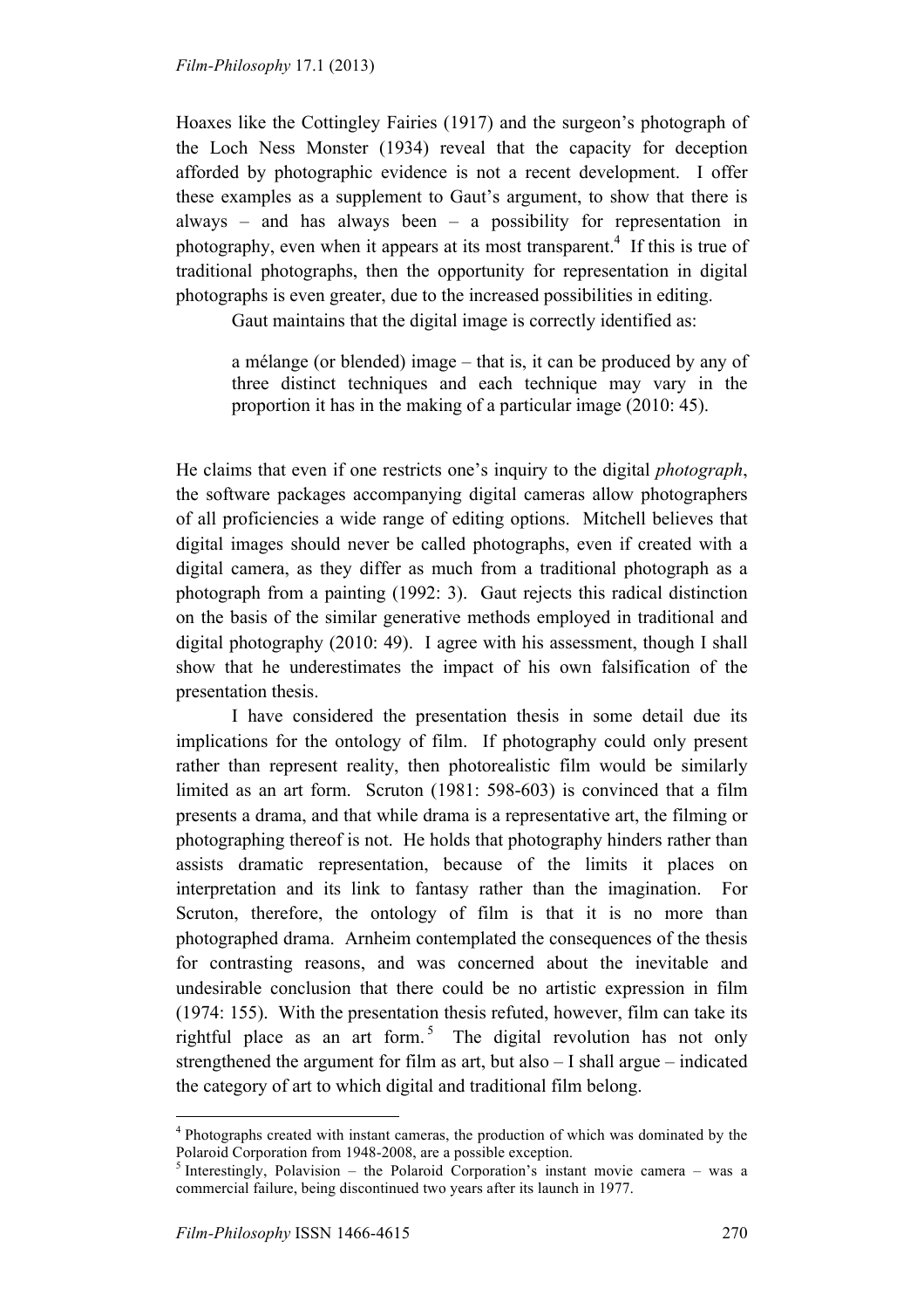Hoaxes like the Cottingley Fairies (1917) and the surgeon's photograph of the Loch Ness Monster (1934) reveal that the capacity for deception afforded by photographic evidence is not a recent development. I offer these examples as a supplement to Gaut's argument, to show that there is always – and has always been – a possibility for representation in photography, even when it appears at its most transparent.[4] If this is true of traditional photographs, then the opportunity for representation in digital photographs is even greater, due to the increased possibilities in editing.

Gaut maintains that the digital image is correctly identified as:

> a mélange (or blended) image – that is, it can be produced by any of three distinct techniques and each technique may vary in the proportion it has in the making of a particular image (2010: 45).

He claims that even if one restricts one's inquiry to the digital *photograph*, the software packages accompanying digital cameras allow photographers of all proficiencies a wide range of editing options. Mitchell believes that digital images should never be called photographs, even if created with a digital camera, as they differ as much from a traditional photograph as a photograph from a painting (1992: 3). Gaut rejects this radical distinction on the basis of the similar generative methods employed in traditional and digital photography (2010: 49). I agree with his assessment, though I shall show that he underestimates the impact of his own falsification of the presentation thesis.

I have considered the presentation thesis in some detail due its implications for the ontology of film. If photography could only present rather than represent reality, then photorealistic film would be similarly limited as an art form. Scruton (1981: 598-603) is convinced that a film presents a drama, and that while drama is a representative art, the filming or photographing thereof is not. He holds that photography hinders rather than assists dramatic representation, because of the limits it places on interpretation and its link to fantasy rather than the imagination. For Scruton, therefore, the ontology of film is that it is no more than photographed drama. Arnheim contemplated the consequences of the thesis for contrasting reasons, and was concerned about the inevitable and undesirable conclusion that there could be no artistic expression in film (1974: 155). With the presentation thesis refuted, however, film can take its rightful place as an art form.[5] The digital revolution has not only strengthened the argument for film as art, but also – I shall argue – indicated the category of art to which digital and traditional film belong.

---

[4] Photographs created with instant cameras, the production of which was dominated by the Polaroid Corporation from 1948-2008, are a possible exception.

[5] Interestingly, Polavision – the Polaroid Corporation's instant movie camera – was a commercial failure, being discontinued two years after its launch in 1977.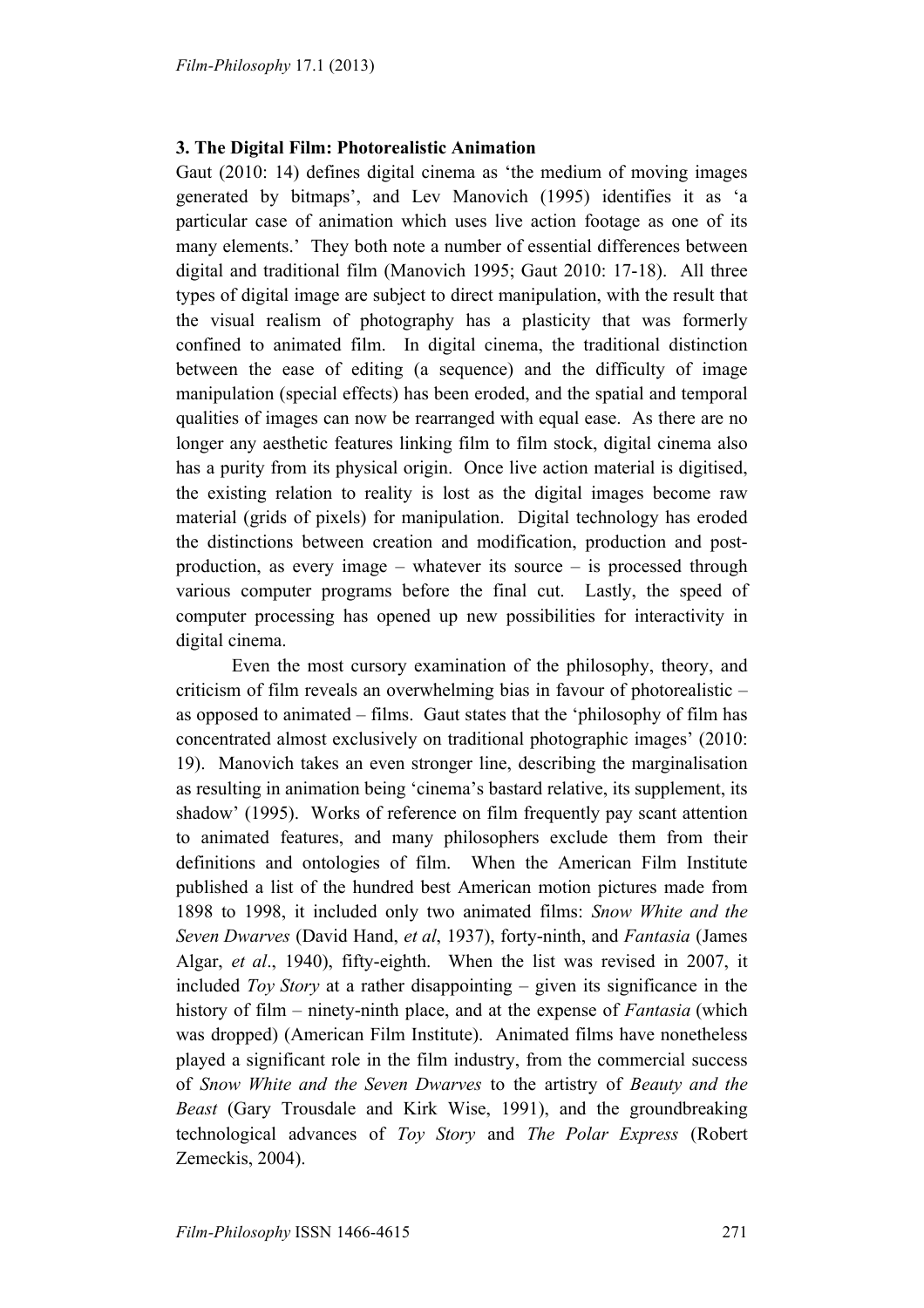### 3. The Digital Film: Photorealistic Animation

Gaut (2010: 14) defines digital cinema as 'the medium of moving images generated by bitmaps', and Lev Manovich (1995) identifies it as 'a particular case of animation which uses live action footage as one of its many elements.' They both note a number of essential differences between digital and traditional film (Manovich 1995; Gaut 2010: 17-18). All three types of digital image are subject to direct manipulation, with the result that the visual realism of photography has a plasticity that was formerly confined to animated film. In digital cinema, the traditional distinction between the ease of editing (a sequence) and the difficulty of image manipulation (special effects) has been eroded, and the spatial and temporal qualities of images can now be rearranged with equal ease. As there are no longer any aesthetic features linking film to film stock, digital cinema also has a purity from its physical origin. Once live action material is digitised, the existing relation to reality is lost as the digital images become raw material (grids of pixels) for manipulation. Digital technology has eroded the distinctions between creation and modification, production and post-production, as every image – whatever its source – is processed through various computer programs before the final cut. Lastly, the speed of computer processing has opened up new possibilities for interactivity in digital cinema.

Even the most cursory examination of the philosophy, theory, and criticism of film reveals an overwhelming bias in favour of photorealistic – as opposed to animated – films. Gaut states that the 'philosophy of film has concentrated almost exclusively on traditional photographic images' (2010: 19). Manovich takes an even stronger line, describing the marginalisation as resulting in animation being 'cinema's bastard relative, its supplement, its shadow' (1995). Works of reference on film frequently pay scant attention to animated features, and many philosophers exclude them from their definitions and ontologies of film. When the American Film Institute published a list of the hundred best American motion pictures made from 1898 to 1998, it included only two animated films: *Snow White and the Seven Dwarves* (David Hand, *et al*, 1937), forty-ninth, and *Fantasia* (James Algar, *et al*., 1940), fifty-eighth. When the list was revised in 2007, it included *Toy Story* at a rather disappointing – given its significance in the history of film – ninety-ninth place, and at the expense of *Fantasia* (which was dropped) (American Film Institute). Animated films have nonetheless played a significant role in the film industry, from the commercial success of *Snow White and the Seven Dwarves* to the artistry of *Beauty and the Beast* (Gary Trousdale and Kirk Wise, 1991), and the groundbreaking technological advances of *Toy Story* and *The Polar Express* (Robert Zemeckis, 2004).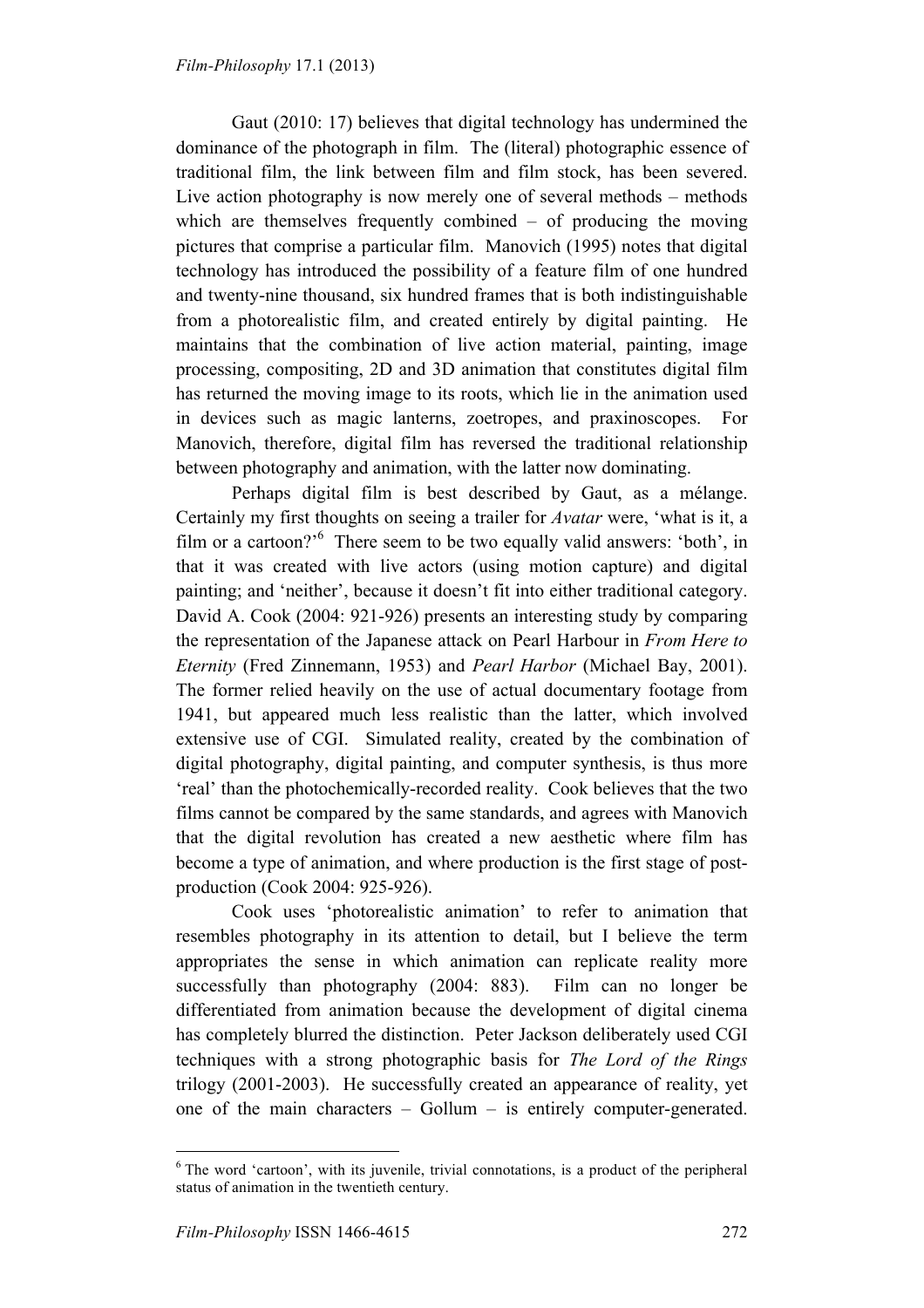Gaut (2010: 17) believes that digital technology has undermined the dominance of the photograph in film. The (literal) photographic essence of traditional film, the link between film and film stock, has been severed. Live action photography is now merely one of several methods – methods which are themselves frequently combined – of producing the moving pictures that comprise a particular film. Manovich (1995) notes that digital technology has introduced the possibility of a feature film of one hundred and twenty-nine thousand, six hundred frames that is both indistinguishable from a photorealistic film, and created entirely by digital painting. He maintains that the combination of live action material, painting, image processing, compositing, 2D and 3D animation that constitutes digital film has returned the moving image to its roots, which lie in the animation used in devices such as magic lanterns, zoetropes, and praxinoscopes. For Manovich, therefore, digital film has reversed the traditional relationship between photography and animation, with the latter now dominating.

Perhaps digital film is best described by Gaut, as a mélange. Certainly my first thoughts on seeing a trailer for *Avatar* were, 'what is it, a film or a cartoon?'[6] There seem to be two equally valid answers: 'both', in that it was created with live actors (using motion capture) and digital painting; and 'neither', because it doesn't fit into either traditional category. David A. Cook (2004: 921-926) presents an interesting study by comparing the representation of the Japanese attack on Pearl Harbour in *From Here to Eternity* (Fred Zinnemann, 1953) and *Pearl Harbor* (Michael Bay, 2001). The former relied heavily on the use of actual documentary footage from 1941, but appeared much less realistic than the latter, which involved extensive use of CGI. Simulated reality, created by the combination of digital photography, digital painting, and computer synthesis, is thus more 'real' than the photochemically-recorded reality. Cook believes that the two films cannot be compared by the same standards, and agrees with Manovich that the digital revolution has created a new aesthetic where film has become a type of animation, and where production is the first stage of post-production (Cook 2004: 925-926).

Cook uses 'photorealistic animation' to refer to animation that resembles photography in its attention to detail, but I believe the term appropriates the sense in which animation can replicate reality more successfully than photography (2004: 883). Film can no longer be differentiated from animation because the development of digital cinema has completely blurred the distinction. Peter Jackson deliberately used CGI techniques with a strong photographic basis for *The Lord of the Rings* trilogy (2001-2003). He successfully created an appearance of reality, yet one of the main characters – Gollum – is entirely computer-generated.

[6] The word 'cartoon', with its juvenile, trivial connotations, is a product of the peripheral status of animation in the twentieth century.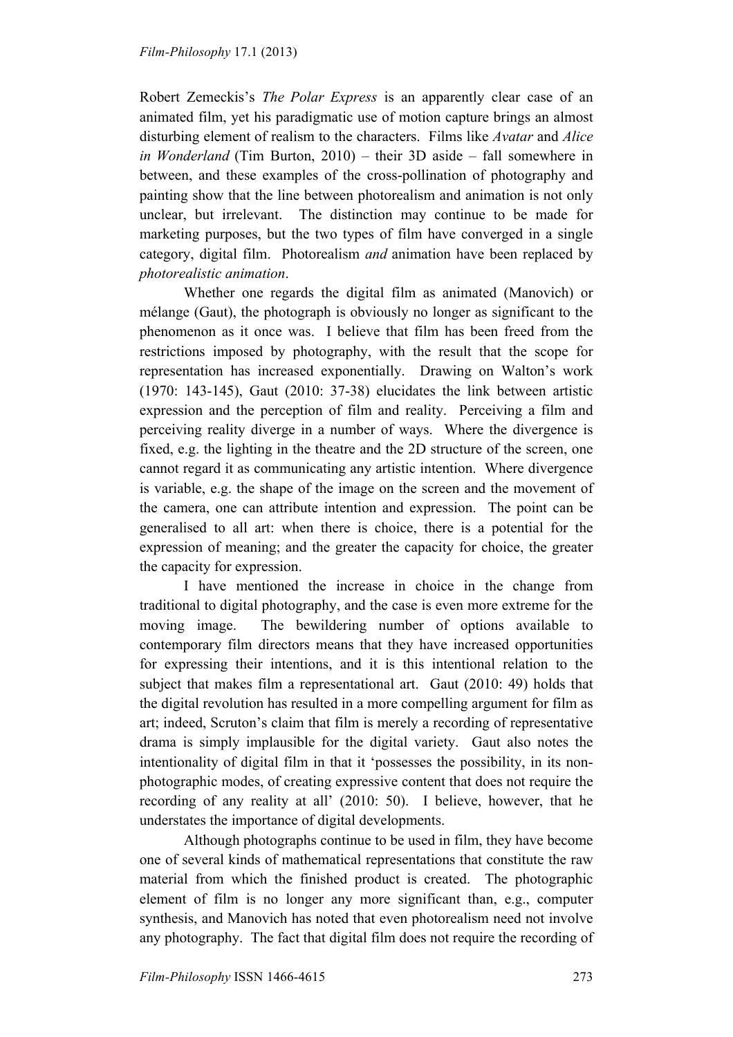Robert Zemeckis's *The Polar Express* is an apparently clear case of an animated film, yet his paradigmatic use of motion capture brings an almost disturbing element of realism to the characters. Films like *Avatar* and *Alice in Wonderland* (Tim Burton, 2010) – their 3D aside – fall somewhere in between, and these examples of the cross-pollination of photography and painting show that the line between photorealism and animation is not only unclear, but irrelevant. The distinction may continue to be made for marketing purposes, but the two types of film have converged in a single category, digital film. Photorealism *and* animation have been replaced by *photorealistic animation*.

Whether one regards the digital film as animated (Manovich) or mélange (Gaut), the photograph is obviously no longer as significant to the phenomenon as it once was. I believe that film has been freed from the restrictions imposed by photography, with the result that the scope for representation has increased exponentially. Drawing on Walton's work (1970: 143-145), Gaut (2010: 37-38) elucidates the link between artistic expression and the perception of film and reality. Perceiving a film and perceiving reality diverge in a number of ways. Where the divergence is fixed, e.g. the lighting in the theatre and the 2D structure of the screen, one cannot regard it as communicating any artistic intention. Where divergence is variable, e.g. the shape of the image on the screen and the movement of the camera, one can attribute intention and expression. The point can be generalised to all art: when there is choice, there is a potential for the expression of meaning; and the greater the capacity for choice, the greater the capacity for expression.

I have mentioned the increase in choice in the change from traditional to digital photography, and the case is even more extreme for the moving image. The bewildering number of options available to contemporary film directors means that they have increased opportunities for expressing their intentions, and it is this intentional relation to the subject that makes film a representational art. Gaut (2010: 49) holds that the digital revolution has resulted in a more compelling argument for film as art; indeed, Scruton's claim that film is merely a recording of representative drama is simply implausible for the digital variety. Gaut also notes the intentionality of digital film in that it 'possesses the possibility, in its non-photographic modes, of creating expressive content that does not require the recording of any reality at all' (2010: 50). I believe, however, that he understates the importance of digital developments.

Although photographs continue to be used in film, they have become one of several kinds of mathematical representations that constitute the raw material from which the finished product is created. The photographic element of film is no longer any more significant than, e.g., computer synthesis, and Manovich has noted that even photorealism need not involve any photography. The fact that digital film does not require the recording of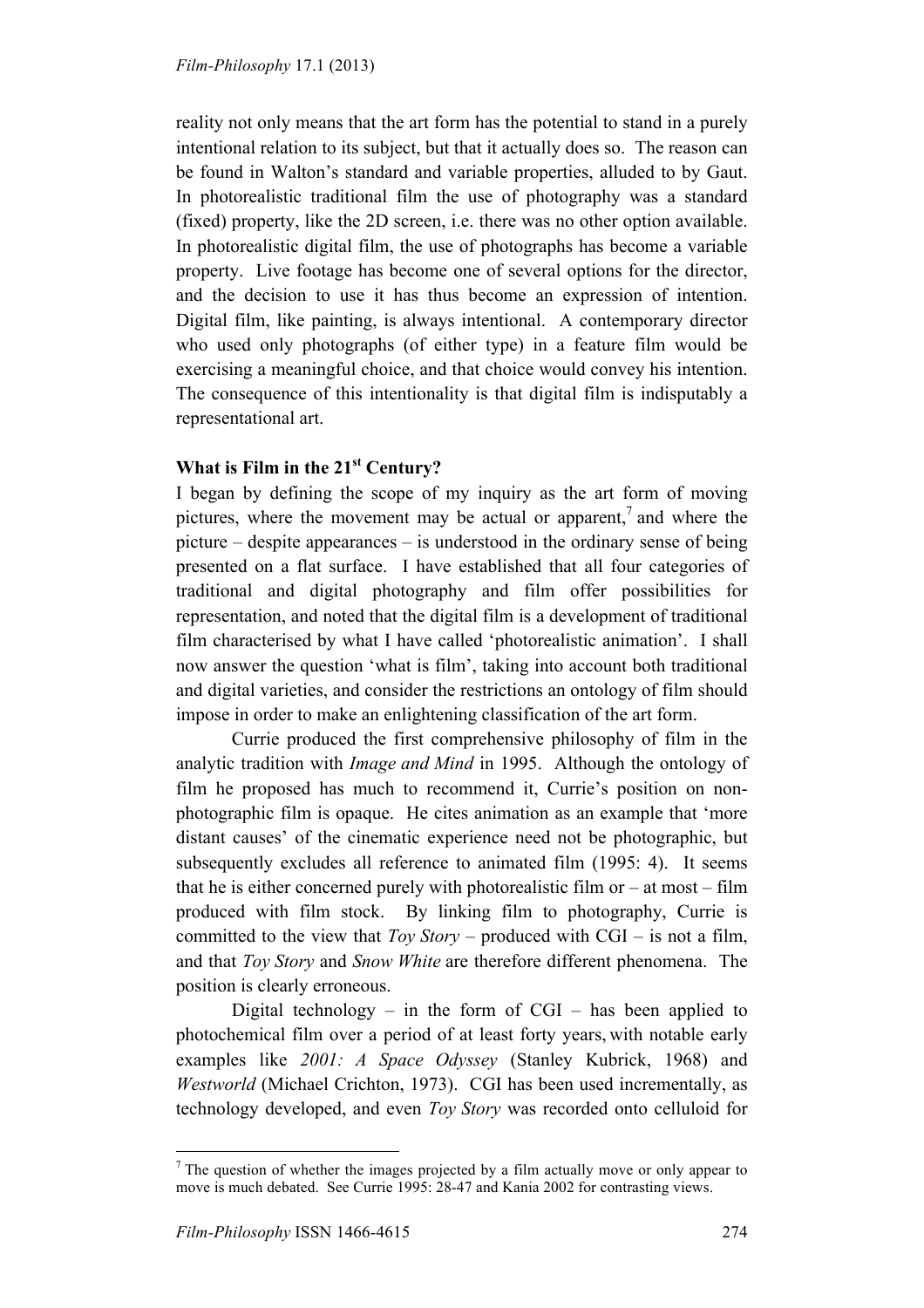reality not only means that the art form has the potential to stand in a purely intentional relation to its subject, but that it actually does so. The reason can be found in Walton's standard and variable properties, alluded to by Gaut. In photorealistic traditional film the use of photography was a standard (fixed) property, like the 2D screen, i.e. there was no other option available. In photorealistic digital film, the use of photographs has become a variable property. Live footage has become one of several options for the director, and the decision to use it has thus become an expression of intention. Digital film, like painting, is always intentional. A contemporary director who used only photographs (of either type) in a feature film would be exercising a meaningful choice, and that choice would convey his intention. The consequence of this intentionality is that digital film is indisputably a representational art.

## What is Film in the 21st Century?

I began by defining the scope of my inquiry as the art form of moving pictures, where the movement may be actual or apparent,[7] and where the picture – despite appearances – is understood in the ordinary sense of being presented on a flat surface. I have established that all four categories of traditional and digital photography and film offer possibilities for representation, and noted that the digital film is a development of traditional film characterised by what I have called 'photorealistic animation'. I shall now answer the question 'what is film', taking into account both traditional and digital varieties, and consider the restrictions an ontology of film should impose in order to make an enlightening classification of the art form.

Currie produced the first comprehensive philosophy of film in the analytic tradition with *Image and Mind* in 1995. Although the ontology of film he proposed has much to recommend it, Currie's position on non-photographic film is opaque. He cites animation as an example that 'more distant causes' of the cinematic experience need not be photographic, but subsequently excludes all reference to animated film (1995: 4). It seems that he is either concerned purely with photorealistic film or – at most – film produced with film stock. By linking film to photography, Currie is committed to the view that *Toy Story* – produced with CGI – is not a film, and that *Toy Story* and *Snow White* are therefore different phenomena. The position is clearly erroneous.

Digital technology – in the form of CGI – has been applied to photochemical film over a period of at least forty years, with notable early examples like *2001: A Space Odyssey* (Stanley Kubrick, 1968) and *Westworld* (Michael Crichton, 1973). CGI has been used incrementally, as technology developed, and even *Toy Story* was recorded onto celluloid for

---

[7] The question of whether the images projected by a film actually move or only appear to move is much debated. See Currie 1995: 28-47 and Kania 2002 for contrasting views.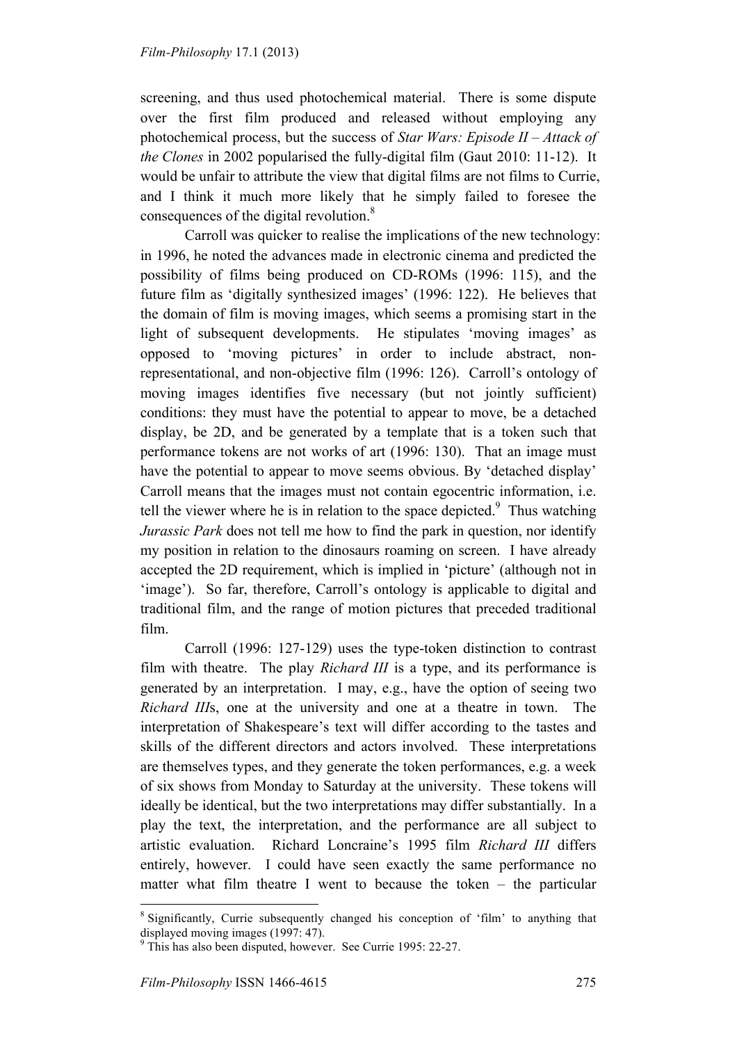screening, and thus used photochemical material. There is some dispute over the first film produced and released without employing any photochemical process, but the success of *Star Wars: Episode II – Attack of the Clones* in 2002 popularised the fully-digital film (Gaut 2010: 11-12). It would be unfair to attribute the view that digital films are not films to Currie, and I think it much more likely that he simply failed to foresee the consequences of the digital revolution.[8]

Carroll was quicker to realise the implications of the new technology: in 1996, he noted the advances made in electronic cinema and predicted the possibility of films being produced on CD-ROMs (1996: 115), and the future film as 'digitally synthesized images' (1996: 122). He believes that the domain of film is moving images, which seems a promising start in the light of subsequent developments. He stipulates 'moving images' as opposed to 'moving pictures' in order to include abstract, non-representational, and non-objective film (1996: 126). Carroll's ontology of moving images identifies five necessary (but not jointly sufficient) conditions: they must have the potential to appear to move, be a detached display, be 2D, and be generated by a template that is a token such that performance tokens are not works of art (1996: 130). That an image must have the potential to appear to move seems obvious. By 'detached display' Carroll means that the images must not contain egocentric information, i.e. tell the viewer where he is in relation to the space depicted.[9] Thus watching *Jurassic Park* does not tell me how to find the park in question, nor identify my position in relation to the dinosaurs roaming on screen. I have already accepted the 2D requirement, which is implied in 'picture' (although not in 'image'). So far, therefore, Carroll's ontology is applicable to digital and traditional film, and the range of motion pictures that preceded traditional film.

Carroll (1996: 127-129) uses the type-token distinction to contrast film with theatre. The play *Richard III* is a type, and its performance is generated by an interpretation. I may, e.g., have the option of seeing two *Richard III*s, one at the university and one at a theatre in town. The interpretation of Shakespeare's text will differ according to the tastes and skills of the different directors and actors involved. These interpretations are themselves types, and they generate the token performances, e.g. a week of six shows from Monday to Saturday at the university. These tokens will ideally be identical, but the two interpretations may differ substantially. In a play the text, the interpretation, and the performance are all subject to artistic evaluation. Richard Loncraine's 1995 film *Richard III* differs entirely, however. I could have seen exactly the same performance no matter what film theatre I went to because the token – the particular

[8] Significantly, Currie subsequently changed his conception of 'film' to anything that displayed moving images (1997: 47).

[9] This has also been disputed, however. See Currie 1995: 22-27.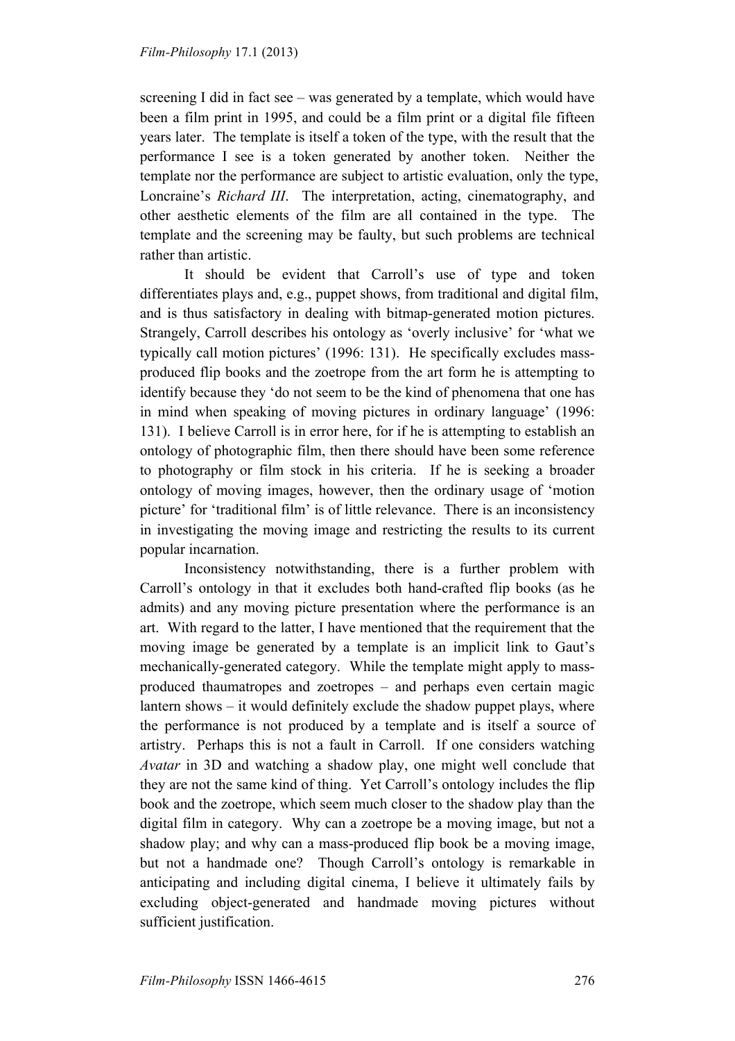screening I did in fact see – was generated by a template, which would have been a film print in 1995, and could be a film print or a digital file fifteen years later. The template is itself a token of the type, with the result that the performance I see is a token generated by another token. Neither the template nor the performance are subject to artistic evaluation, only the type, Loncraine's *Richard III*. The interpretation, acting, cinematography, and other aesthetic elements of the film are all contained in the type. The template and the screening may be faulty, but such problems are technical rather than artistic.

It should be evident that Carroll's use of type and token differentiates plays and, e.g., puppet shows, from traditional and digital film, and is thus satisfactory in dealing with bitmap-generated motion pictures. Strangely, Carroll describes his ontology as 'overly inclusive' for 'what we typically call motion pictures' (1996: 131). He specifically excludes mass-produced flip books and the zoetrope from the art form he is attempting to identify because they 'do not seem to be the kind of phenomena that one has in mind when speaking of moving pictures in ordinary language' (1996: 131). I believe Carroll is in error here, for if he is attempting to establish an ontology of photographic film, then there should have been some reference to photography or film stock in his criteria. If he is seeking a broader ontology of moving images, however, then the ordinary usage of 'motion picture' for 'traditional film' is of little relevance. There is an inconsistency in investigating the moving image and restricting the results to its current popular incarnation.

Inconsistency notwithstanding, there is a further problem with Carroll's ontology in that it excludes both hand-crafted flip books (as he admits) and any moving picture presentation where the performance is an art. With regard to the latter, I have mentioned that the requirement that the moving image be generated by a template is an implicit link to Gaut's mechanically-generated category. While the template might apply to mass-produced thaumatropes and zoetropes – and perhaps even certain magic lantern shows – it would definitely exclude the shadow puppet plays, where the performance is not produced by a template and is itself a source of artistry. Perhaps this is not a fault in Carroll. If one considers watching *Avatar* in 3D and watching a shadow play, one might well conclude that they are not the same kind of thing. Yet Carroll's ontology includes the flip book and the zoetrope, which seem much closer to the shadow play than the digital film in category. Why can a zoetrope be a moving image, but not a shadow play; and why can a mass-produced flip book be a moving image, but not a handmade one? Though Carroll's ontology is remarkable in anticipating and including digital cinema, I believe it ultimately fails by excluding object-generated and handmade moving pictures without sufficient justification.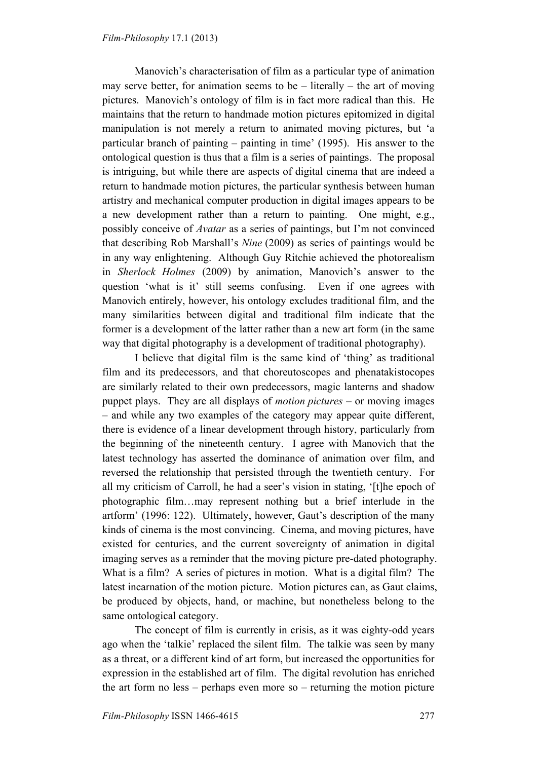Manovich's characterisation of film as a particular type of animation may serve better, for animation seems to be – literally – the art of moving pictures. Manovich's ontology of film is in fact more radical than this. He maintains that the return to handmade motion pictures epitomized in digital manipulation is not merely a return to animated moving pictures, but 'a particular branch of painting – painting in time' (1995). His answer to the ontological question is thus that a film is a series of paintings. The proposal is intriguing, but while there are aspects of digital cinema that are indeed a return to handmade motion pictures, the particular synthesis between human artistry and mechanical computer production in digital images appears to be a new development rather than a return to painting. One might, e.g., possibly conceive of *Avatar* as a series of paintings, but I'm not convinced that describing Rob Marshall's *Nine* (2009) as series of paintings would be in any way enlightening. Although Guy Ritchie achieved the photorealism in *Sherlock Holmes* (2009) by animation, Manovich's answer to the question 'what is it' still seems confusing. Even if one agrees with Manovich entirely, however, his ontology excludes traditional film, and the many similarities between digital and traditional film indicate that the former is a development of the latter rather than a new art form (in the same way that digital photography is a development of traditional photography).

I believe that digital film is the same kind of 'thing' as traditional film and its predecessors, and that choreutoscopes and phenatakistocopes are similarly related to their own predecessors, magic lanterns and shadow puppet plays. They are all displays of *motion pictures* – or moving images – and while any two examples of the category may appear quite different, there is evidence of a linear development through history, particularly from the beginning of the nineteenth century. I agree with Manovich that the latest technology has asserted the dominance of animation over film, and reversed the relationship that persisted through the twentieth century. For all my criticism of Carroll, he had a seer's vision in stating, '[t]he epoch of photographic film…may represent nothing but a brief interlude in the artform' (1996: 122). Ultimately, however, Gaut's description of the many kinds of cinema is the most convincing. Cinema, and moving pictures, have existed for centuries, and the current sovereignty of animation in digital imaging serves as a reminder that the moving picture pre-dated photography. What is a film? A series of pictures in motion. What is a digital film? The latest incarnation of the motion picture. Motion pictures can, as Gaut claims, be produced by objects, hand, or machine, but nonetheless belong to the same ontological category.

The concept of film is currently in crisis, as it was eighty-odd years ago when the 'talkie' replaced the silent film. The talkie was seen by many as a threat, or a different kind of art form, but increased the opportunities for expression in the established art of film. The digital revolution has enriched the art form no less – perhaps even more so – returning the motion picture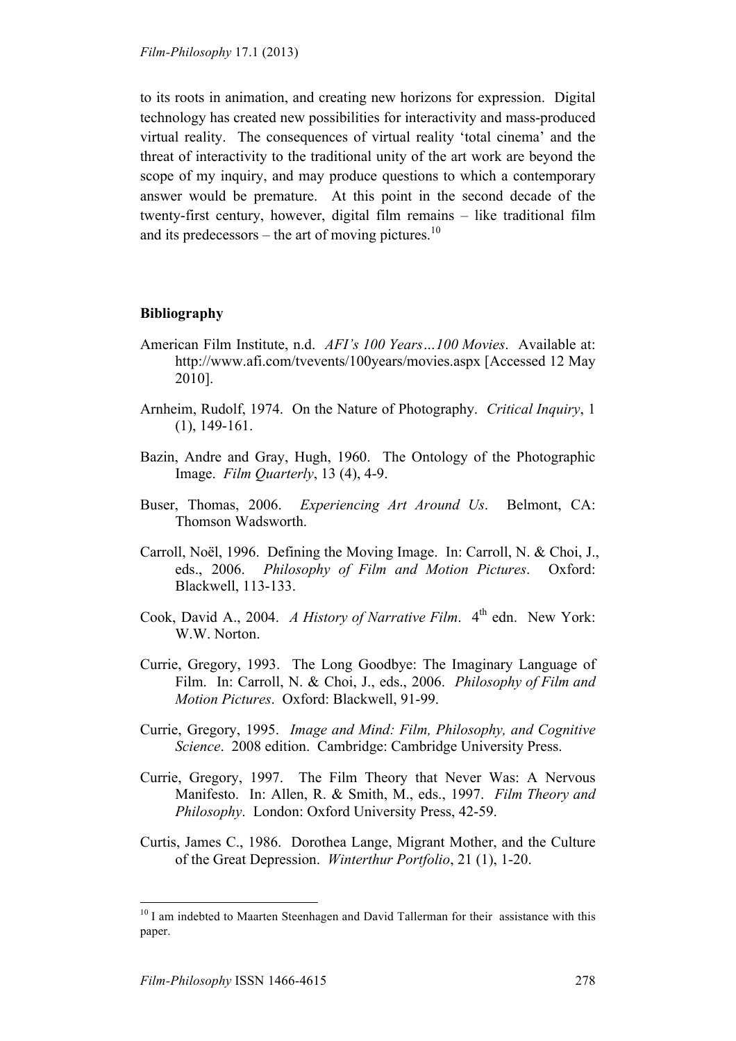to its roots in animation, and creating new horizons for expression. Digital technology has created new possibilities for interactivity and mass-produced virtual reality. The consequences of virtual reality 'total cinema' and the threat of interactivity to the traditional unity of the art work are beyond the scope of my inquiry, and may produce questions to which a contemporary answer would be premature. At this point in the second decade of the twenty-first century, however, digital film remains – like traditional film and its predecessors – the art of moving pictures.[10]

**Bibliography**

American Film Institute, n.d. *AFI's 100 Years…100 Movies*. Available at: http://www.afi.com/tvevents/100years/movies.aspx [Accessed 12 May 2010].

Arnheim, Rudolf, 1974. On the Nature of Photography. *Critical Inquiry*, 1 (1), 149-161.

Bazin, Andre and Gray, Hugh, 1960. The Ontology of the Photographic Image. *Film Quarterly*, 13 (4), 4-9.

Buser, Thomas, 2006. *Experiencing Art Around Us*. Belmont, CA: Thomson Wadsworth.

Carroll, Noël, 1996. Defining the Moving Image. In: Carroll, N. & Choi, J., eds., 2006. *Philosophy of Film and Motion Pictures*. Oxford: Blackwell, 113-133.

Cook, David A., 2004. *A History of Narrative Film*. 4th edn. New York: W.W. Norton.

Currie, Gregory, 1993. The Long Goodbye: The Imaginary Language of Film. In: Carroll, N. & Choi, J., eds., 2006. *Philosophy of Film and Motion Pictures*. Oxford: Blackwell, 91-99.

Currie, Gregory, 1995. *Image and Mind: Film, Philosophy, and Cognitive Science*. 2008 edition. Cambridge: Cambridge University Press.

Currie, Gregory, 1997. The Film Theory that Never Was: A Nervous Manifesto. In: Allen, R. & Smith, M., eds., 1997. *Film Theory and Philosophy*. London: Oxford University Press, 42-59.

Curtis, James C., 1986. Dorothea Lange, Migrant Mother, and the Culture of the Great Depression. *Winterthur Portfolio*, 21 (1), 1-20.

---

[10] I am indebted to Maarten Steenhagen and David Tallerman for their assistance with this paper.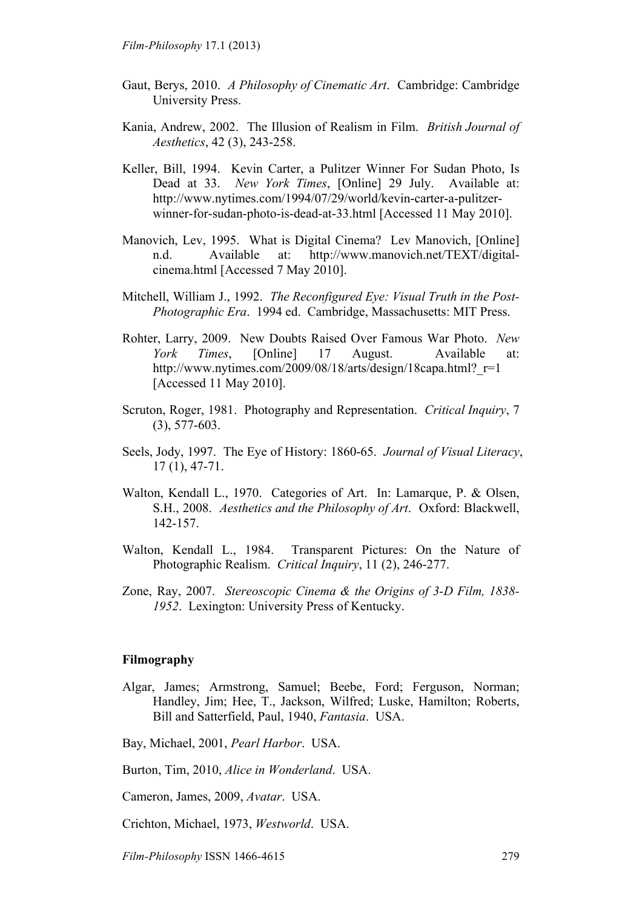Gaut, Berys, 2010. *A Philosophy of Cinematic Art*. Cambridge: Cambridge University Press.

Kania, Andrew, 2002. The Illusion of Realism in Film. *British Journal of Aesthetics*, 42 (3), 243-258.

Keller, Bill, 1994. Kevin Carter, a Pulitzer Winner For Sudan Photo, Is Dead at 33. *New York Times*, [Online] 29 July. Available at: http://www.nytimes.com/1994/07/29/world/kevin-carter-a-pulitzer-winner-for-sudan-photo-is-dead-at-33.html [Accessed 11 May 2010].

Manovich, Lev, 1995. What is Digital Cinema? Lev Manovich, [Online] n.d. Available at: http://www.manovich.net/TEXT/digital-cinema.html [Accessed 7 May 2010].

Mitchell, William J., 1992. *The Reconfigured Eye: Visual Truth in the Post-Photographic Era*. 1994 ed. Cambridge, Massachusetts: MIT Press.

Rohter, Larry, 2009. New Doubts Raised Over Famous War Photo. *New York Times*, [Online] 17 August. Available at: http://www.nytimes.com/2009/08/18/arts/design/18capa.html?_r=1 [Accessed 11 May 2010].

Scruton, Roger, 1981. Photography and Representation. *Critical Inquiry*, 7 (3), 577-603.

Seels, Jody, 1997. The Eye of History: 1860-65. *Journal of Visual Literacy*, 17 (1), 47-71.

Walton, Kendall L., 1970. Categories of Art. In: Lamarque, P. & Olsen, S.H., 2008. *Aesthetics and the Philosophy of Art*. Oxford: Blackwell, 142-157.

Walton, Kendall L., 1984. Transparent Pictures: On the Nature of Photographic Realism. *Critical Inquiry*, 11 (2), 246-277.

Zone, Ray, 2007. *Stereoscopic Cinema & the Origins of 3-D Film, 1838-1952*. Lexington: University Press of Kentucky.

**Filmography**

Algar, James; Armstrong, Samuel; Beebe, Ford; Ferguson, Norman; Handley, Jim; Hee, T., Jackson, Wilfred; Luske, Hamilton; Roberts, Bill and Satterfield, Paul, 1940, *Fantasia*. USA.

Bay, Michael, 2001, *Pearl Harbor*. USA.

Burton, Tim, 2010, *Alice in Wonderland*. USA.

Cameron, James, 2009, *Avatar*. USA.

Crichton, Michael, 1973, *Westworld*. USA.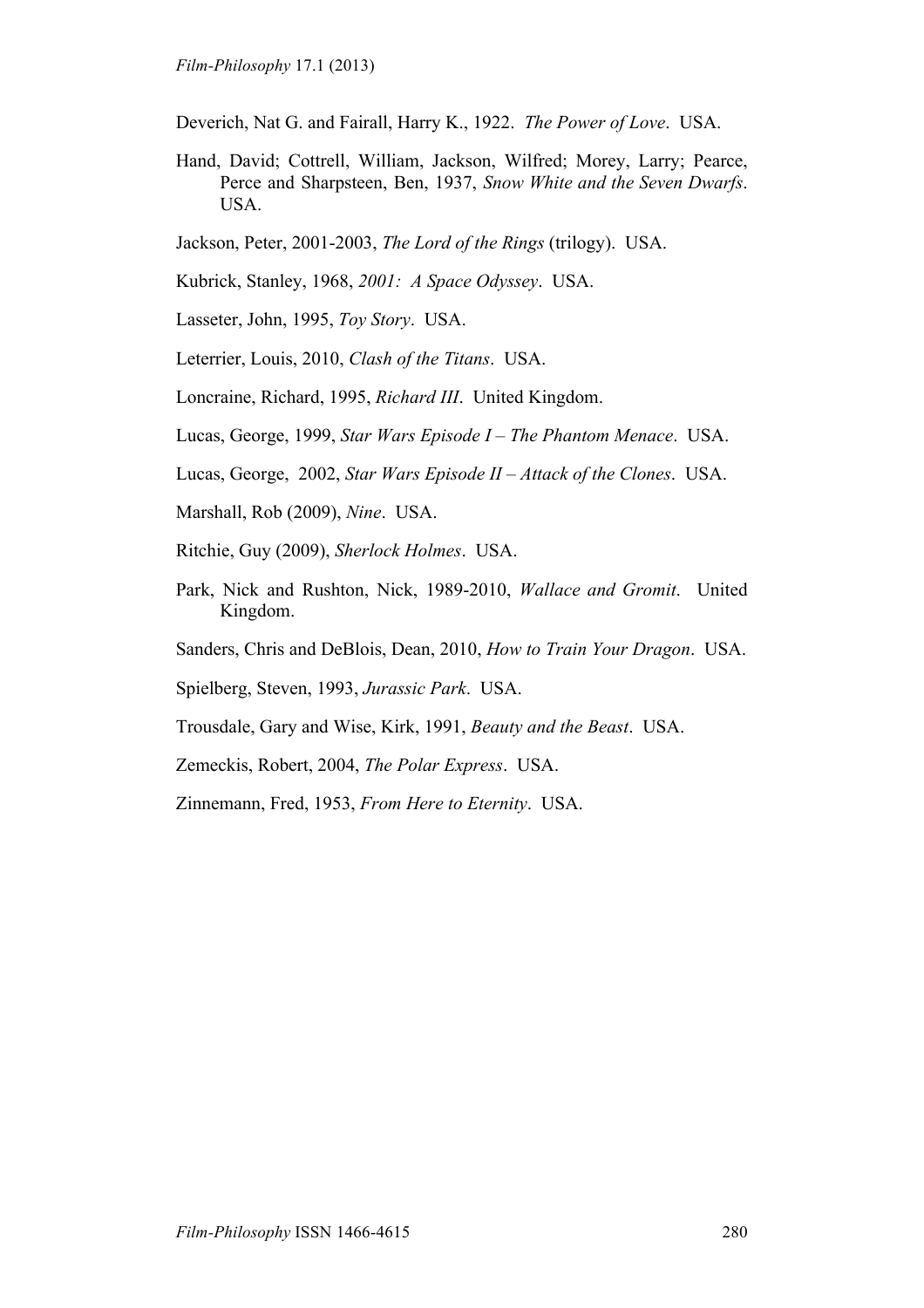Deverich, Nat G. and Fairall, Harry K., 1922. *The Power of Love*. USA.

Hand, David; Cottrell, William, Jackson, Wilfred; Morey, Larry; Pearce, Perce and Sharpsteen, Ben, 1937, *Snow White and the Seven Dwarfs*. USA.

Jackson, Peter, 2001-2003, *The Lord of the Rings* (trilogy). USA.

Kubrick, Stanley, 1968, *2001: A Space Odyssey*. USA.

Lasseter, John, 1995, *Toy Story*. USA.

Leterrier, Louis, 2010, *Clash of the Titans*. USA.

Loncraine, Richard, 1995, *Richard III*. United Kingdom.

Lucas, George, 1999, *Star Wars Episode I – The Phantom Menace*. USA.

Lucas, George, 2002, *Star Wars Episode II – Attack of the Clones*. USA.

Marshall, Rob (2009), *Nine*. USA.

Ritchie, Guy (2009), *Sherlock Holmes*. USA.

Park, Nick and Rushton, Nick, 1989-2010, *Wallace and Gromit*. United Kingdom.

Sanders, Chris and DeBlois, Dean, 2010, *How to Train Your Dragon*. USA.

Spielberg, Steven, 1993, *Jurassic Park*. USA.

Trousdale, Gary and Wise, Kirk, 1991, *Beauty and the Beast*. USA.

Zemeckis, Robert, 2004, *The Polar Express*. USA.

Zinnemann, Fred, 1953, *From Here to Eternity*. USA.